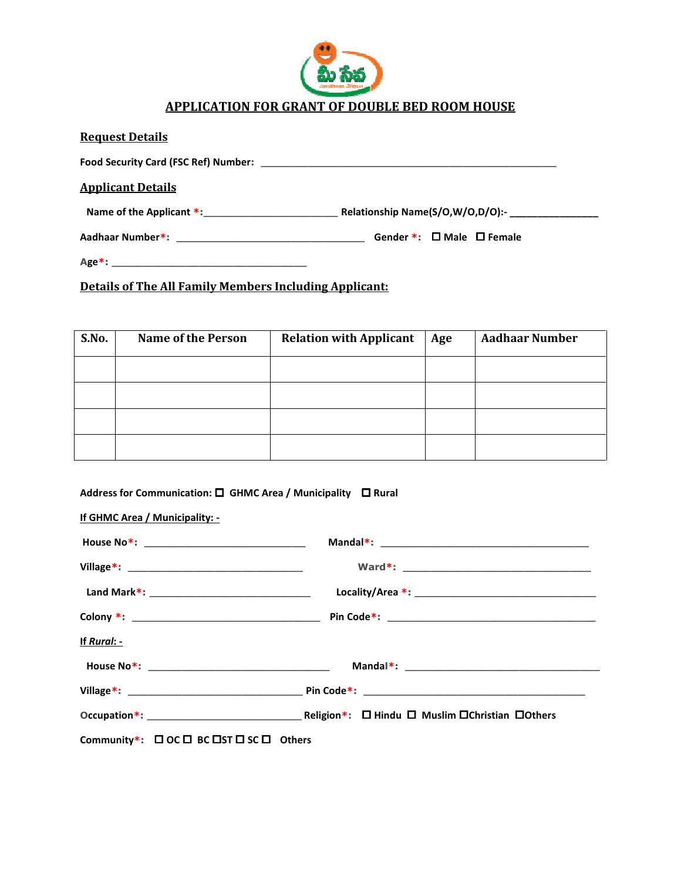# APPLICATION FOR GRANT OF DOUBLE BED ROOM HOUSE

## Request Details

**Food Security Card (FSC Ref) Number:** ____________________________________________________________

## Applicant Details

**Name of the Applicant *:**___________________________ **Relationship Name(S/O,W/O,D/O):-** _________________

**Aadhaar Number*:** ______________________________________ **Gender *:** ☐ Male ☐ Female

**Age*:** ________________________________________

## Details of The All Family Members Including Applicant:

| S.No. | Name of the Person | Relation with Applicant | Age | Aadhaar Number |
|---|---|---|---|---|
| | | | | |
| | | | | |
| | | | | |
| | | | | |

**Address for Communication:** ☐ GHMC Area / Municipality ☐ Rural

**If GHMC Area / Municipality: -**

**House No*:** _________________________________ **Mandal*:** ___________________________________________

**Village*:** ____________________________________ **Ward*:** _______________________________________

**Land Mark*:** _________________________________ **Locality/Area *:** _____________________________________

**Colony *:** _______________________________________ **Pin Code*:** __________________________________________

**If *Rural*: -**

**House No*:** _____________________________________ **Mandal*:** _______________________________________

**Village*:** ____________________________________ **Pin Code*:** ___________________________________________

**Occupation*:** ________________________________ **Religion*:** ☐ Hindu ☐ Muslim ☐ Christian ☐ Others

**Community*:** ☐ OC ☐ BC ☐ ST ☐ SC ☐ Others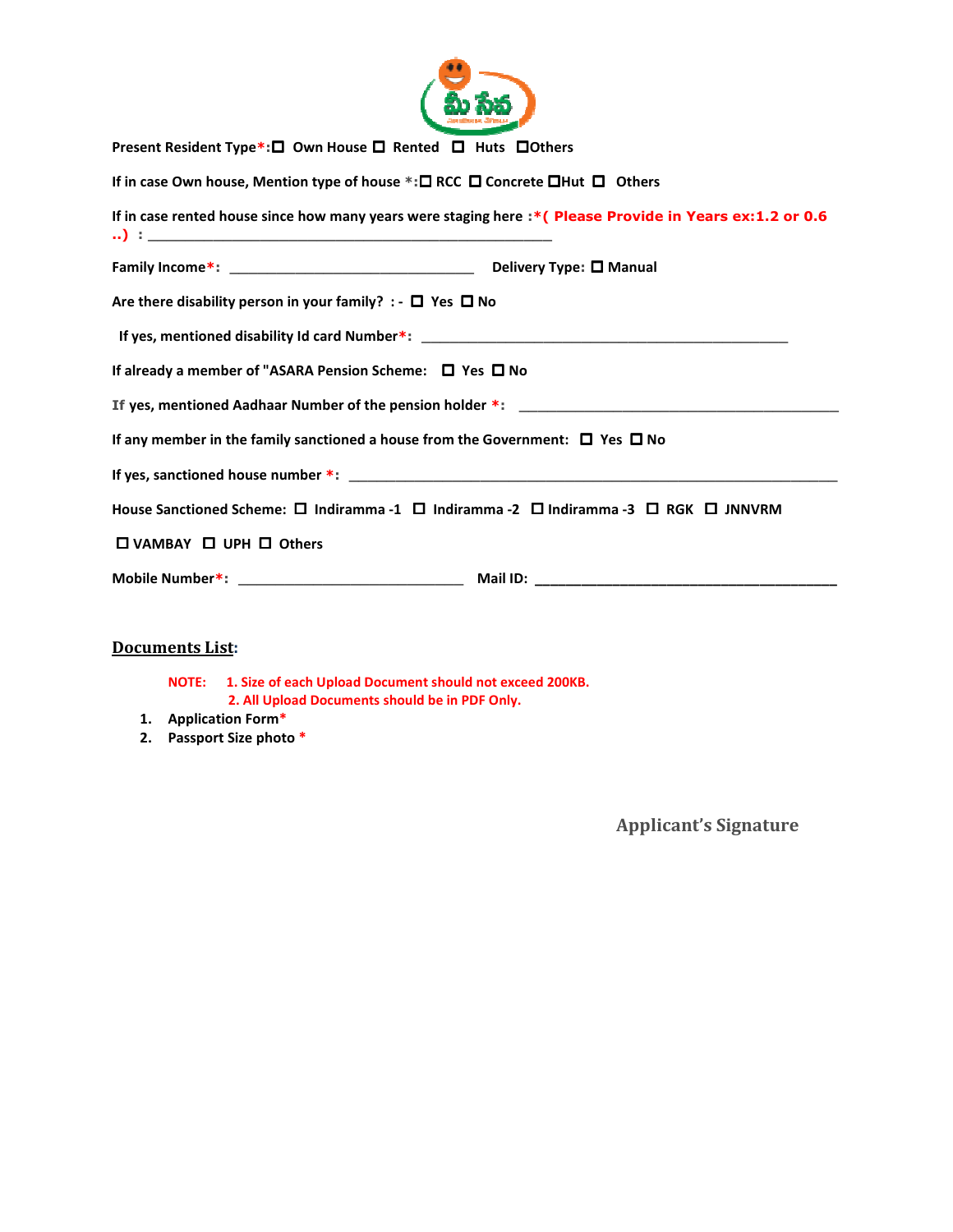Present Resident Type*: ☐ Own House ☐ Rented ☐ Huts ☐ Others

If in case Own house, Mention type of house *: ☐ RCC ☐ Concrete ☐ Hut ☐ Others

If in case rented house since how many years were staging here :*( Please Provide in Years ex:1.2 or 0.6 ..) : ______________________________________________

Family Income*: ______________________________ Delivery Type: ☐ Manual

Are there disability person in your family? : - ☐ Yes ☐ No

If yes, mentioned disability Id card Number*: ______________________________________________

If already a member of "ASARA Pension Scheme: ☐ Yes ☐ No

If yes, mentioned Aadhaar Number of the pension holder *: ______________________________________________

If any member in the family sanctioned a house from the Government: ☐ Yes ☐ No

If yes, sanctioned house number *: ______________________________________________

House Sanctioned Scheme: ☐ Indiramma -1 ☐ Indiramma -2 ☐ Indiramma -3 ☐ RGK ☐ JNNVRM

☐ VAMBAY ☐ UPH ☐ Others

Mobile Number*: ______________________________ Mail ID: ______________________________

## Documents List:

NOTE: 1. Size of each Upload Document should not exceed 200KB.
2. All Upload Documents should be in PDF Only.

1. Application Form*
2. Passport Size photo *

Applicant's Signature